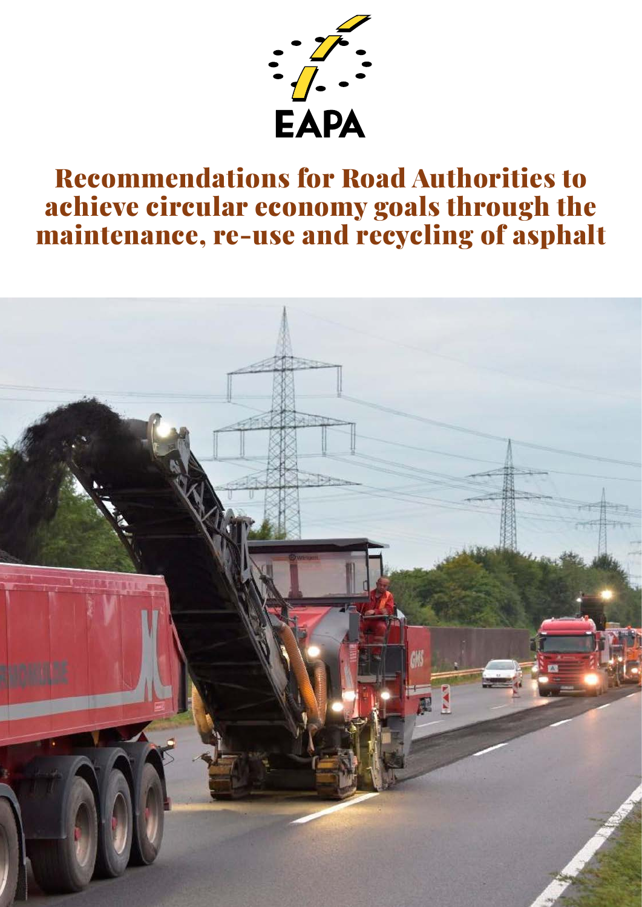EAPA

# Recommendations for Road Authorities to achieve circular economy goals through the maintenance, re-use and recycling of asphalt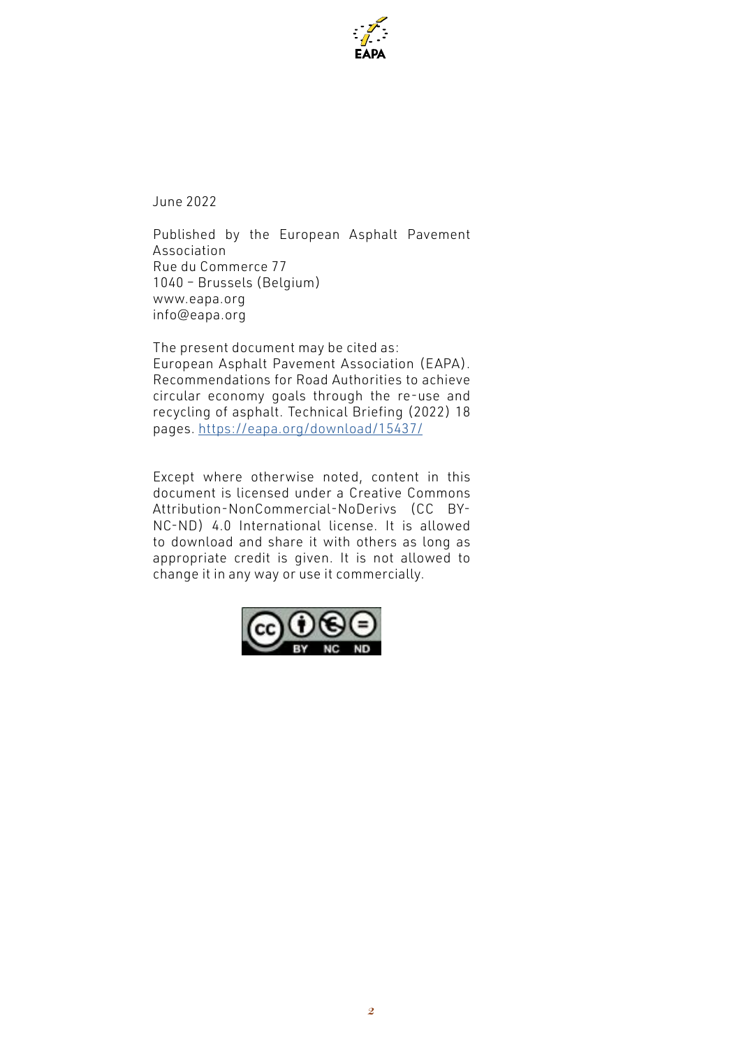June 2022

Published by the European Asphalt Pavement Association
Rue du Commerce 77
1040 – Brussels (Belgium)
www.eapa.org
info@eapa.org

The present document may be cited as:
European Asphalt Pavement Association (EAPA). Recommendations for Road Authorities to achieve circular economy goals through the re-use and recycling of asphalt. Technical Briefing (2022) 18 pages. https://eapa.org/download/15437/

Except where otherwise noted, content in this document is licensed under a Creative Commons Attribution-NonCommercial-NoDerivs (CC BY-NC-ND) 4.0 International license. It is allowed to download and share it with others as long as appropriate credit is given. It is not allowed to change it in any way or use it commercially.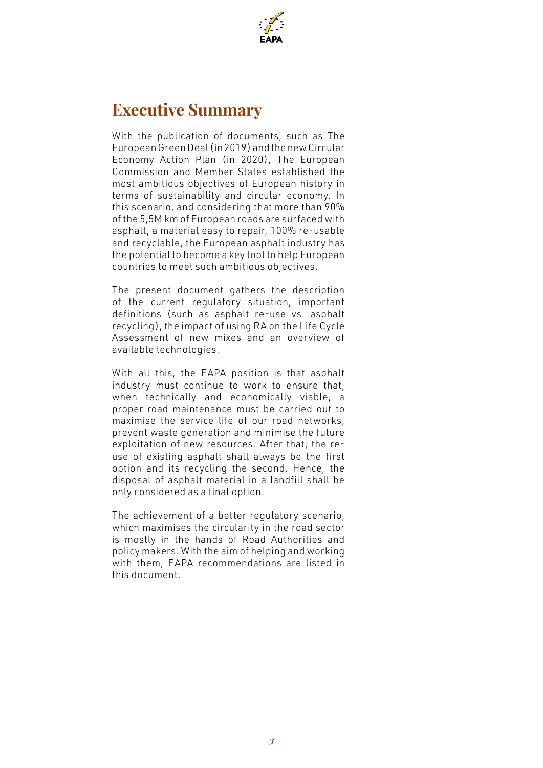# Executive Summary

With the publication of documents, such as The European Green Deal (in 2019) and the new Circular Economy Action Plan (in 2020), The European Commission and Member States established the most ambitious objectives of European history in terms of sustainability and circular economy. In this scenario, and considering that more than 90% of the 5,5M km of European roads are surfaced with asphalt, a material easy to repair, 100% re-usable and recyclable, the European asphalt industry has the potential to become a key tool to help European countries to meet such ambitious objectives.

The present document gathers the description of the current regulatory situation, important definitions (such as asphalt re-use vs. asphalt recycling), the impact of using RA on the Life Cycle Assessment of new mixes and an overview of available technologies.

With all this, the EAPA position is that asphalt industry must continue to work to ensure that, when technically and economically viable, a proper road maintenance must be carried out to maximise the service life of our road networks, prevent waste generation and minimise the future exploitation of new resources. After that, the re-use of existing asphalt shall always be the first option and its recycling the second. Hence, the disposal of asphalt material in a landfill shall be only considered as a final option.

The achievement of a better regulatory scenario, which maximises the circularity in the road sector is mostly in the hands of Road Authorities and policy makers. With the aim of helping and working with them, EAPA recommendations are listed in this document.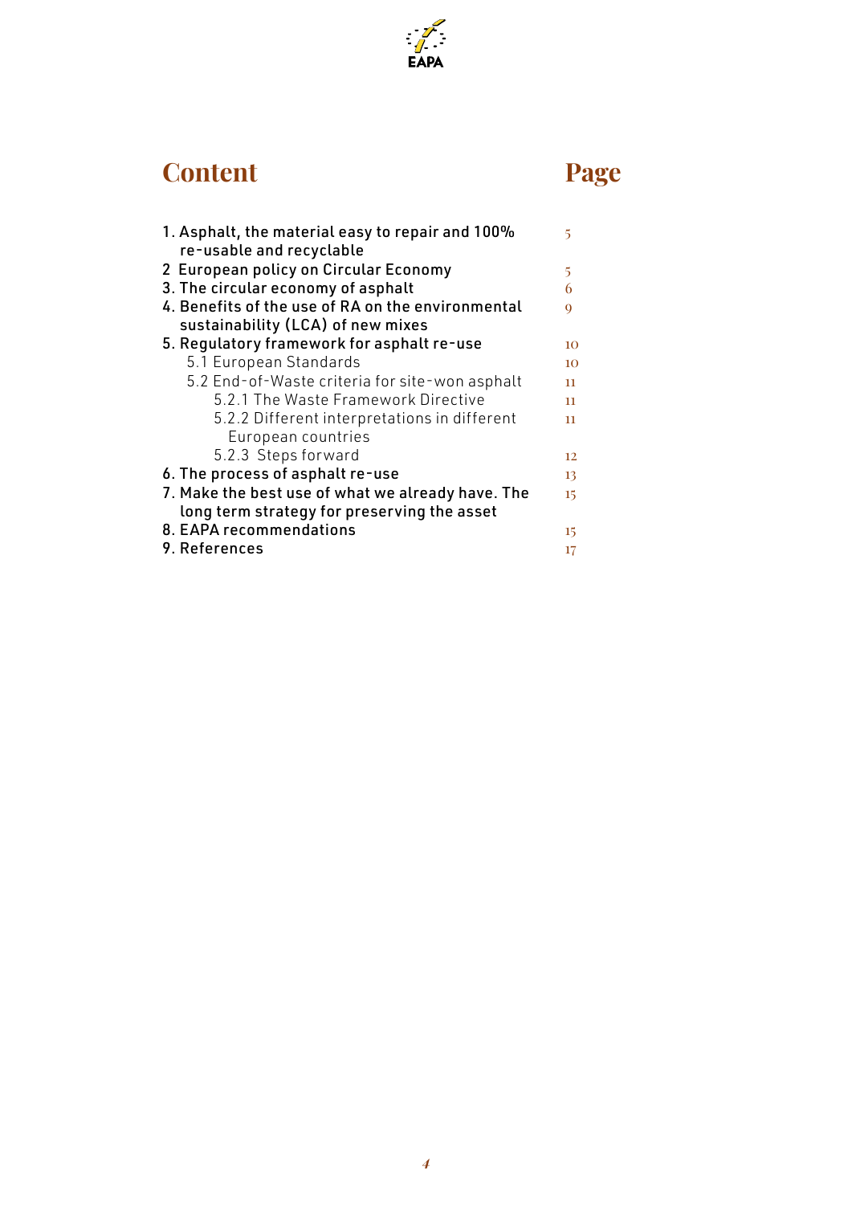# Content

| Content | Page |
|---|---|
| 1. Asphalt, the material easy to repair and 100% re-usable and recyclable | 5 |
| 2 European policy on Circular Economy | 5 |
| 3. The circular economy of asphalt | 6 |
| 4. Benefits of the use of RA on the environmental sustainability (LCA) of new mixes | 9 |
| 5. Regulatory framework for asphalt re-use | 10 |
| 5.1 European Standards | 10 |
| 5.2 End-of-Waste criteria for site-won asphalt | 11 |
| 5.2.1 The Waste Framework Directive | 11 |
| 5.2.2 Different interpretations in different European countries | 11 |
| 5.2.3 Steps forward | 12 |
| 6. The process of asphalt re-use | 13 |
| 7. Make the best use of what we already have. The long term strategy for preserving the asset | 15 |
| 8. EAPA recommendations | 15 |
| 9. References | 17 |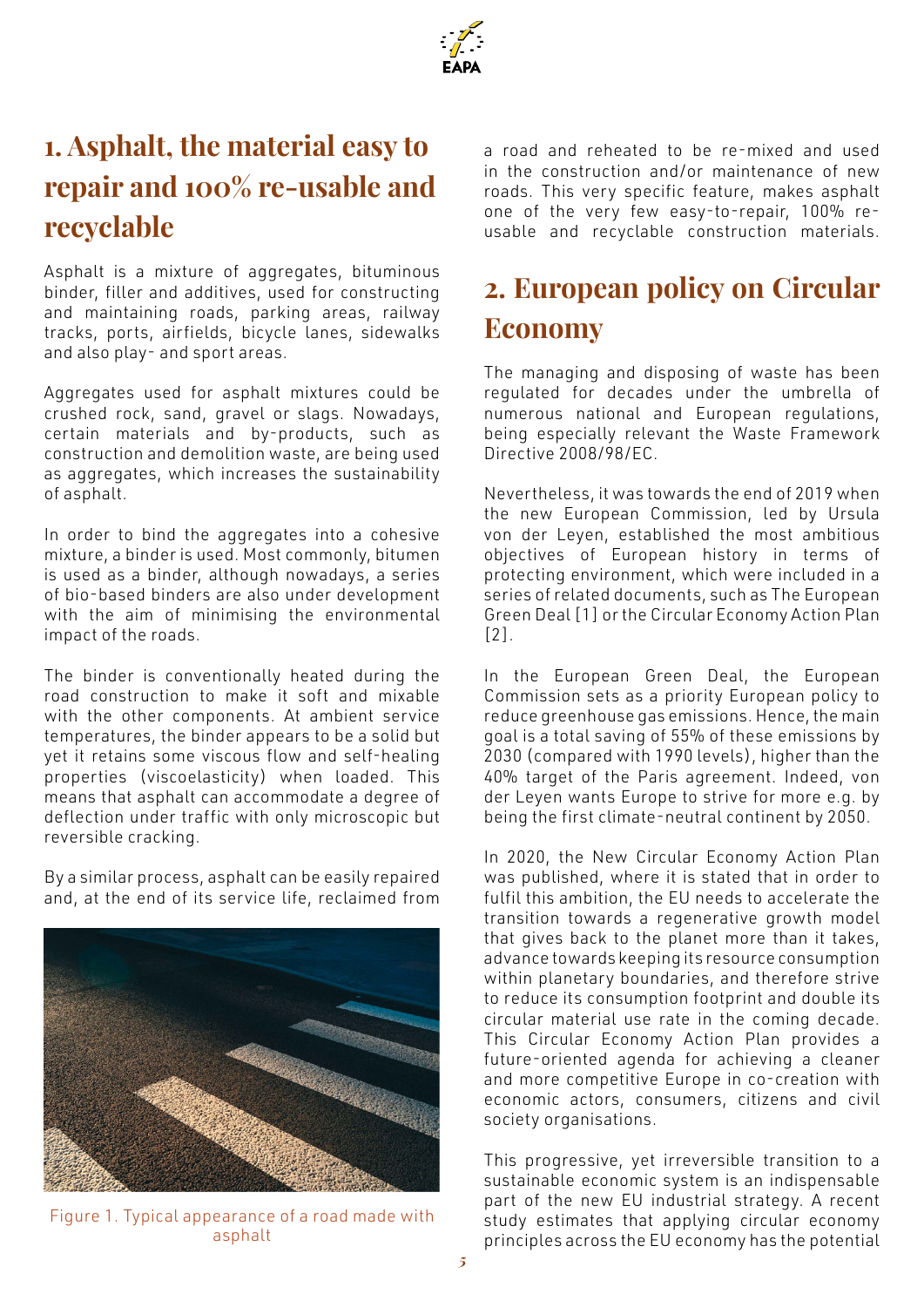## 1. Asphalt, the material easy to repair and 100% re-usable and recyclable

Asphalt is a mixture of aggregates, bituminous binder, filler and additives, used for constructing and maintaining roads, parking areas, railway tracks, ports, airfields, bicycle lanes, sidewalks and also play- and sport areas.

Aggregates used for asphalt mixtures could be crushed rock, sand, gravel or slags. Nowadays, certain materials and by-products, such as construction and demolition waste, are being used as aggregates, which increases the sustainability of asphalt.

In order to bind the aggregates into a cohesive mixture, a binder is used. Most commonly, bitumen is used as a binder, although nowadays, a series of bio-based binders are also under development with the aim of minimising the environmental impact of the roads.

The binder is conventionally heated during the road construction to make it soft and mixable with the other components. At ambient service temperatures, the binder appears to be a solid but yet it retains some viscous flow and self-healing properties (viscoelasticity) when loaded. This means that asphalt can accommodate a degree of deflection under traffic with only microscopic but reversible cracking.

By a similar process, asphalt can be easily repaired and, at the end of its service life, reclaimed from a road and reheated to be re-mixed and used in the construction and/or maintenance of new roads. This very specific feature, makes asphalt one of the very few easy-to-repair, 100% re-usable and recyclable construction materials.

Figure 1. Typical appearance of a road made with asphalt

## 2. European policy on Circular Economy

The managing and disposing of waste has been regulated for decades under the umbrella of numerous national and European regulations, being especially relevant the Waste Framework Directive 2008/98/EC.

Nevertheless, it was towards the end of 2019 when the new European Commission, led by Ursula von der Leyen, established the most ambitious objectives of European history in terms of protecting environment, which were included in a series of related documents, such as The European Green Deal [1] or the Circular Economy Action Plan [2].

In the European Green Deal, the European Commission sets as a priority European policy to reduce greenhouse gas emissions. Hence, the main goal is a total saving of 55% of these emissions by 2030 (compared with 1990 levels), higher than the 40% target of the Paris agreement. Indeed, von der Leyen wants Europe to strive for more e.g. by being the first climate-neutral continent by 2050.

In 2020, the New Circular Economy Action Plan was published, where it is stated that in order to fulfil this ambition, the EU needs to accelerate the transition towards a regenerative growth model that gives back to the planet more than it takes, advance towards keeping its resource consumption within planetary boundaries, and therefore strive to reduce its consumption footprint and double its circular material use rate in the coming decade. This Circular Economy Action Plan provides a future-oriented agenda for achieving a cleaner and more competitive Europe in co-creation with economic actors, consumers, citizens and civil society organisations.

This progressive, yet irreversible transition to a sustainable economic system is an indispensable part of the new EU industrial strategy. A recent study estimates that applying circular economy principles across the EU economy has the potential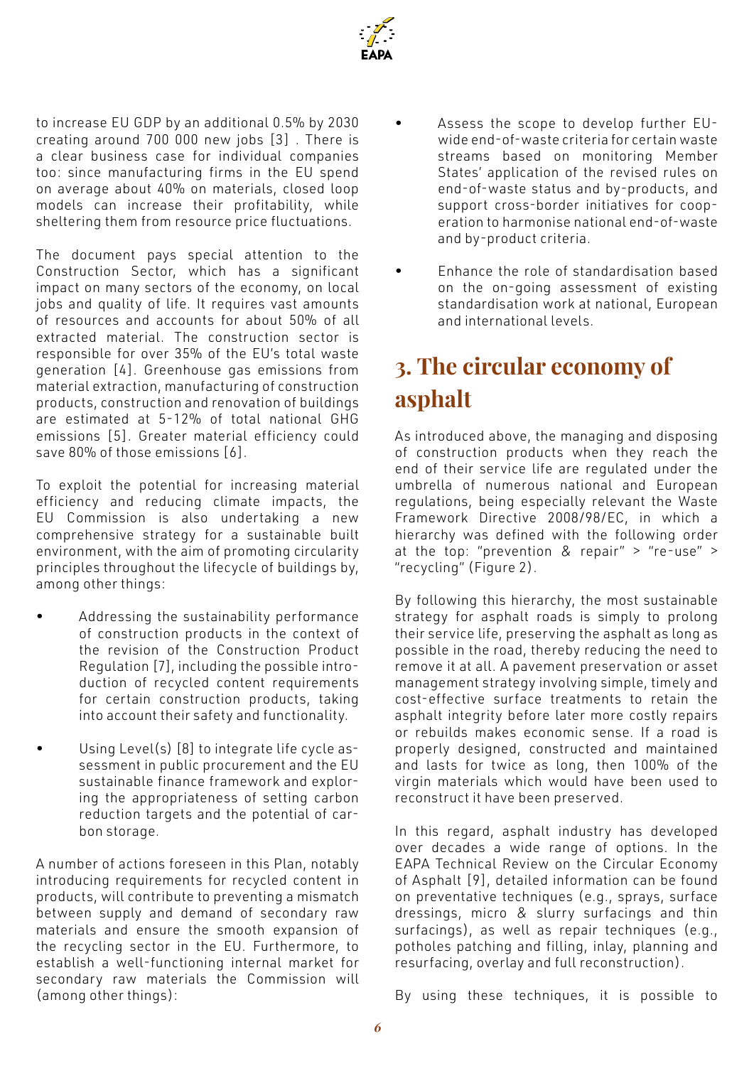to increase EU GDP by an additional 0.5% by 2030 creating around 700 000 new jobs [3] . There is a clear business case for individual companies too: since manufacturing firms in the EU spend on average about 40% on materials, closed loop models can increase their profitability, while sheltering them from resource price fluctuations.

The document pays special attention to the Construction Sector, which has a significant impact on many sectors of the economy, on local jobs and quality of life. It requires vast amounts of resources and accounts for about 50% of all extracted material. The construction sector is responsible for over 35% of the EU's total waste generation [4]. Greenhouse gas emissions from material extraction, manufacturing of construction products, construction and renovation of buildings are estimated at 5-12% of total national GHG emissions [5]. Greater material efficiency could save 80% of those emissions [6].

To exploit the potential for increasing material efficiency and reducing climate impacts, the EU Commission is also undertaking a new comprehensive strategy for a sustainable built environment, with the aim of promoting circularity principles throughout the lifecycle of buildings by, among other things:

- Addressing the sustainability performance of construction products in the context of the revision of the Construction Product Regulation [7], including the possible introduction of recycled content requirements for certain construction products, taking into account their safety and functionality.
- Using Level(s) [8] to integrate life cycle assessment in public procurement and the EU sustainable finance framework and exploring the appropriateness of setting carbon reduction targets and the potential of carbon storage.

A number of actions foreseen in this Plan, notably introducing requirements for recycled content in products, will contribute to preventing a mismatch between supply and demand of secondary raw materials and ensure the smooth expansion of the recycling sector in the EU. Furthermore, to establish a well-functioning internal market for secondary raw materials the Commission will (among other things):

- Assess the scope to develop further EU-wide end-of-waste criteria for certain waste streams based on monitoring Member States' application of the revised rules on end-of-waste status and by-products, and support cross-border initiatives for cooperation to harmonise national end-of-waste and by-product criteria.
- Enhance the role of standardisation based on the on-going assessment of existing standardisation work at national, European and international levels.

# 3. The circular economy of asphalt

As introduced above, the managing and disposing of construction products when they reach the end of their service life are regulated under the umbrella of numerous national and European regulations, being especially relevant the Waste Framework Directive 2008/98/EC, in which a hierarchy was defined with the following order at the top: "prevention & repair" > "re-use" > "recycling" (Figure 2).

By following this hierarchy, the most sustainable strategy for asphalt roads is simply to prolong their service life, preserving the asphalt as long as possible in the road, thereby reducing the need to remove it at all. A pavement preservation or asset management strategy involving simple, timely and cost-effective surface treatments to retain the asphalt integrity before later more costly repairs or rebuilds makes economic sense. If a road is properly designed, constructed and maintained and lasts for twice as long, then 100% of the virgin materials which would have been used to reconstruct it have been preserved.

In this regard, asphalt industry has developed over decades a wide range of options. In the EAPA Technical Review on the Circular Economy of Asphalt [9], detailed information can be found on preventative techniques (e.g., sprays, surface dressings, micro & slurry surfacings and thin surfacings), as well as repair techniques (e.g., potholes patching and filling, inlay, planning and resurfacing, overlay and full reconstruction).

By using these techniques, it is possible to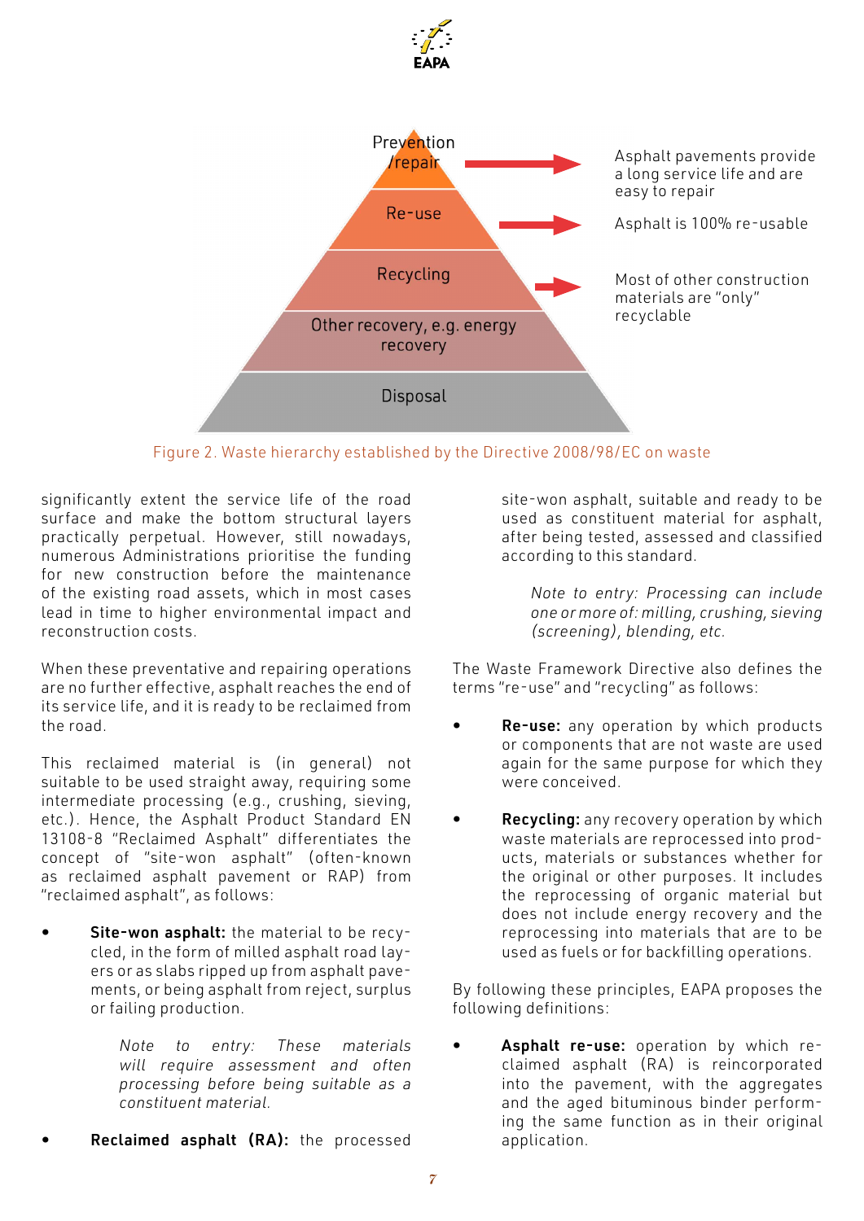Prevention /repair → Asphalt pavements provide a long service life and are easy to repair

Re-use → Asphalt is 100% re-usable

Recycling → Most of other construction materials are "only" recyclable

Other recovery, e.g. energy recovery

Disposal

Figure 2. Waste hierarchy established by the Directive 2008/98/EC on waste

significantly extent the service life of the road surface and make the bottom structural layers practically perpetual. However, still nowadays, numerous Administrations prioritise the funding for new construction before the maintenance of the existing road assets, which in most cases lead in time to higher environmental impact and reconstruction costs.

When these preventative and repairing operations are no further effective, asphalt reaches the end of its service life, and it is ready to be reclaimed from the road.

This reclaimed material is (in general) not suitable to be used straight away, requiring some intermediate processing (e.g., crushing, sieving, etc.). Hence, the Asphalt Product Standard EN 13108-8 "Reclaimed Asphalt" differentiates the concept of "site-won asphalt" (often-known as reclaimed asphalt pavement or RAP) from "reclaimed asphalt", as follows:

- **Site-won asphalt:** the material to be recycled, in the form of milled asphalt road layers or as slabs ripped up from asphalt pavements, or being asphalt from reject, surplus or failing production.

  *Note to entry: These materials will require assessment and often processing before being suitable as a constituent material.*

- **Reclaimed asphalt (RA):** the processed site-won asphalt, suitable and ready to be used as constituent material for asphalt, after being tested, assessed and classified according to this standard.

  *Note to entry: Processing can include one or more of: milling, crushing, sieving (screening), blending, etc.*

The Waste Framework Directive also defines the terms "re-use" and "recycling" as follows:

- **Re-use:** any operation by which products or components that are not waste are used again for the same purpose for which they were conceived.

- **Recycling:** any recovery operation by which waste materials are reprocessed into products, materials or substances whether for the original or other purposes. It includes the reprocessing of organic material but does not include energy recovery and the reprocessing into materials that are to be used as fuels or for backfilling operations.

By following these principles, EAPA proposes the following definitions:

- **Asphalt re-use:** operation by which reclaimed asphalt (RA) is reincorporated into the pavement, with the aggregates and the aged bituminous binder performing the same function as in their original application.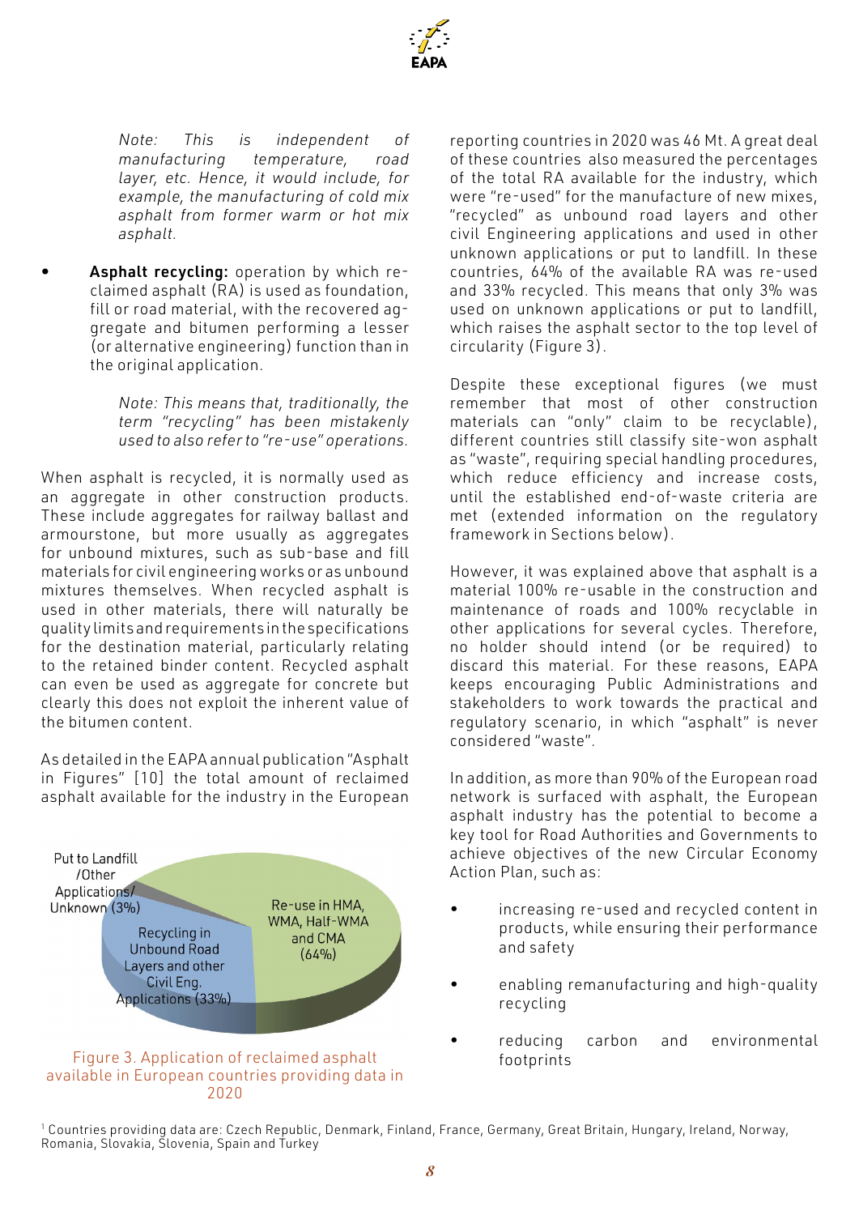*Note: This is independent of manufacturing temperature, road layer, etc. Hence, it would include, for example, the manufacturing of cold mix asphalt from former warm or hot mix asphalt.*

- **Asphalt recycling:** operation by which reclaimed asphalt (RA) is used as foundation, fill or road material, with the recovered aggregate and bitumen performing a lesser (or alternative engineering) function than in the original application.

  *Note: This means that, traditionally, the term "recycling" has been mistakenly used to also refer to "re-use" operations.*

When asphalt is recycled, it is normally used as an aggregate in other construction products. These include aggregates for railway ballast and armourstone, but more usually as aggregates for unbound mixtures, such as sub-base and fill materials for civil engineering works or as unbound mixtures themselves. When recycled asphalt is used in other materials, there will naturally be quality limits and requirements in the specifications for the destination material, particularly relating to the retained binder content. Recycled asphalt can even be used as aggregate for concrete but clearly this does not exploit the inherent value of the bitumen content.

As detailed in the EAPA annual publication "Asphalt in Figures" [10] the total amount of reclaimed asphalt available for the industry in the European reporting countries in 2020 was 46 Mt. A great deal of these countries also measured the percentages of the total RA available for the industry, which were "re-used" for the manufacture of new mixes, "recycled" as unbound road layers and other civil Engineering applications and used in other unknown applications or put to landfill. In these countries, 64% of the available RA was re-used and 33% recycled. This means that only 3% was used on unknown applications or put to landfill, which raises the asphalt sector to the top level of circularity (Figure 3).

Put to Landfill /Other Applications/ Unknown (3%)

Re-use in HMA, WMA, Half-WMA and CMA (64%)

Recycling in Unbound Road Layers and other Civil Eng. Applications (33%)

Figure 3. Application of reclaimed asphalt available in European countries providing data in 2020

Despite these exceptional figures (we must remember that most of other construction materials can "only" claim to be recyclable), different countries still classify site-won asphalt as "waste", requiring special handling procedures, which reduce efficiency and increase costs, until the established end-of-waste criteria are met (extended information on the regulatory framework in Sections below).

However, it was explained above that asphalt is a material 100% re-usable in the construction and maintenance of roads and 100% recyclable in other applications for several cycles. Therefore, no holder should intend (or be required) to discard this material. For these reasons, EAPA keeps encouraging Public Administrations and stakeholders to work towards the practical and regulatory scenario, in which "asphalt" is never considered "waste".

In addition, as more than 90% of the European road network is surfaced with asphalt, the European asphalt industry has the potential to become a key tool for Road Authorities and Governments to achieve objectives of the new Circular Economy Action Plan, such as:

- increasing re-used and recycled content in products, while ensuring their performance and safety
- enabling remanufacturing and high-quality recycling
- reducing carbon and environmental footprints

[1] Countries providing data are: Czech Republic, Denmark, Finland, France, Germany, Great Britain, Hungary, Ireland, Norway, Romania, Slovakia, Slovenia, Spain and Turkey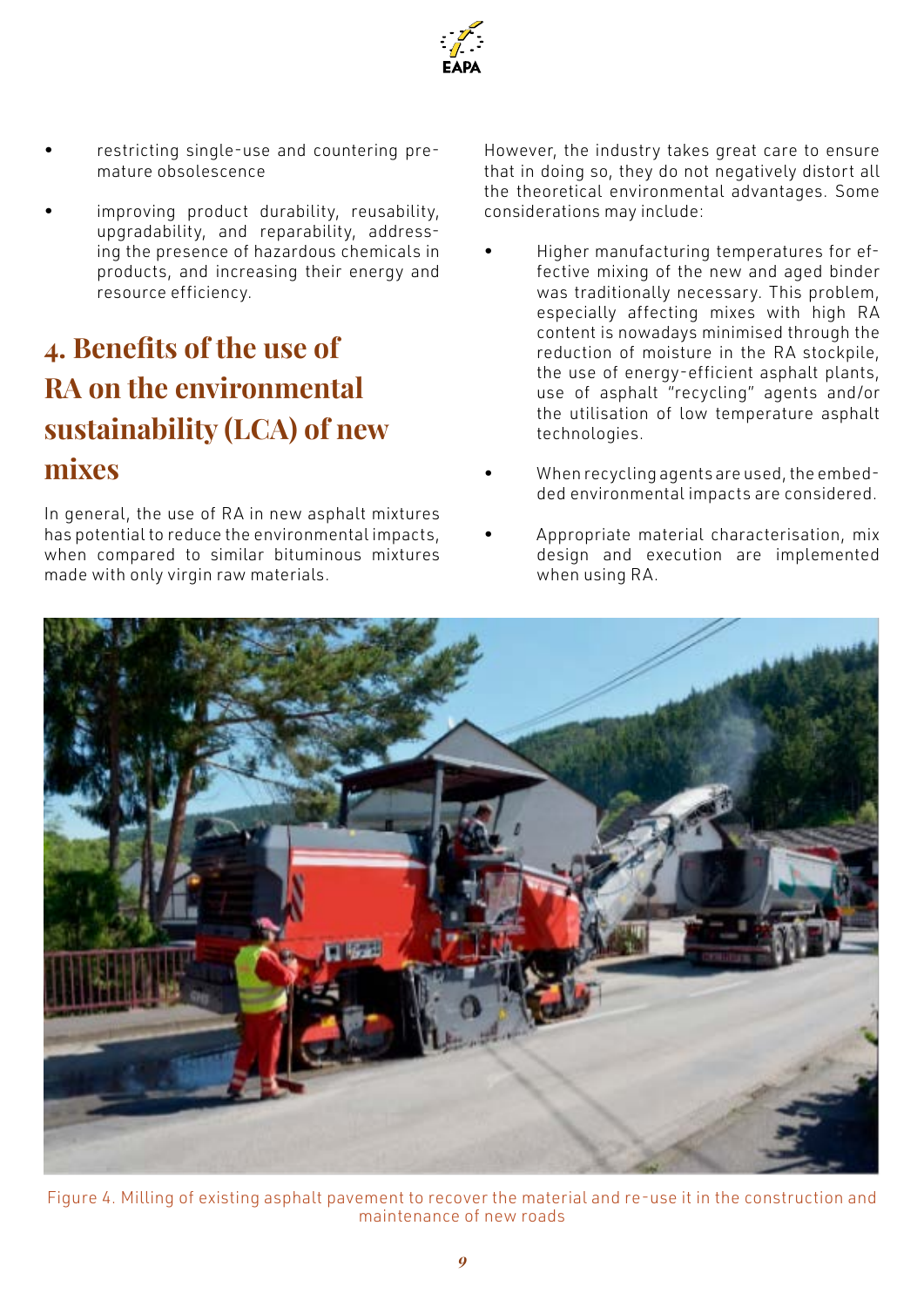- restricting single-use and countering premature obsolescence
- improving product durability, reusability, upgradability, and reparability, addressing the presence of hazardous chemicals in products, and increasing their energy and resource efficiency.

# 4. Benefits of the use of RA on the environmental sustainability (LCA) of new mixes

In general, the use of RA in new asphalt mixtures has potential to reduce the environmental impacts, when compared to similar bituminous mixtures made with only virgin raw materials.

However, the industry takes great care to ensure that in doing so, they do not negatively distort all the theoretical environmental advantages. Some considerations may include:

- Higher manufacturing temperatures for effective mixing of the new and aged binder was traditionally necessary. This problem, especially affecting mixes with high RA content is nowadays minimised through the reduction of moisture in the RA stockpile, the use of energy-efficient asphalt plants, use of asphalt "recycling" agents and/or the utilisation of low temperature asphalt technologies.
- When recycling agents are used, the embedded environmental impacts are considered.
- Appropriate material characterisation, mix design and execution are implemented when using RA.

Figure 4. Milling of existing asphalt pavement to recover the material and re-use it in the construction and maintenance of new roads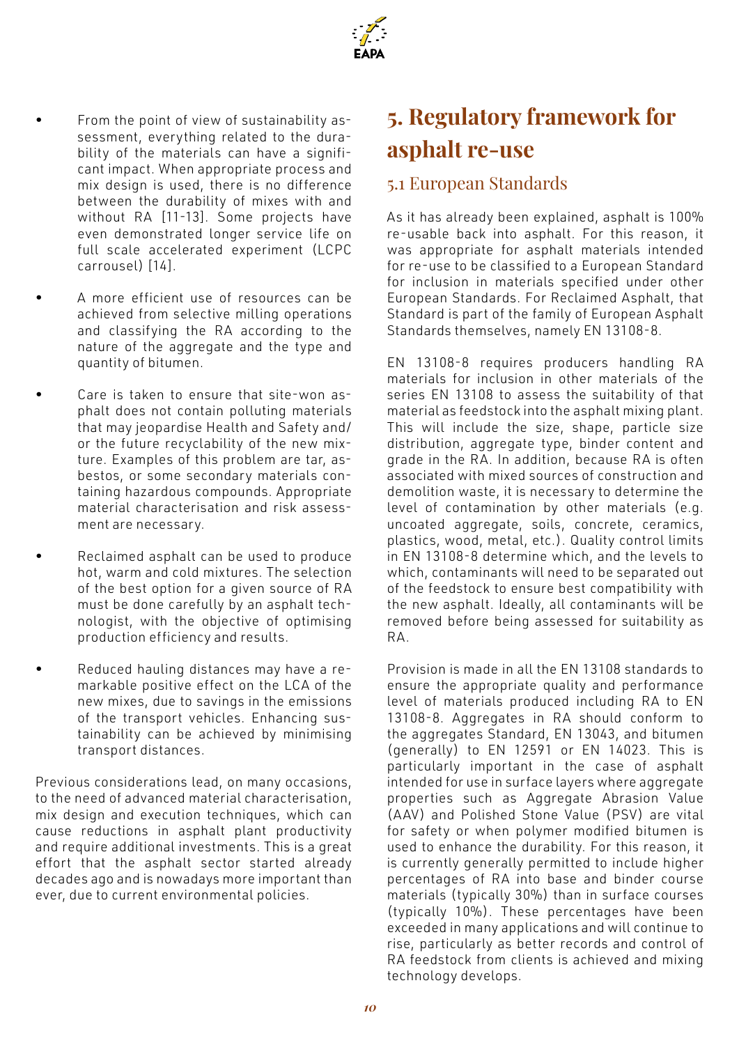- From the point of view of sustainability assessment, everything related to the durability of the materials can have a significant impact. When appropriate process and mix design is used, there is no difference between the durability of mixes with and without RA [11-13]. Some projects have even demonstrated longer service life on full scale accelerated experiment (LCPC carrousel) [14].
- A more efficient use of resources can be achieved from selective milling operations and classifying the RA according to the nature of the aggregate and the type and quantity of bitumen.
- Care is taken to ensure that site-won asphalt does not contain polluting materials that may jeopardise Health and Safety and/or the future recyclability of the new mixture. Examples of this problem are tar, asbestos, or some secondary materials containing hazardous compounds. Appropriate material characterisation and risk assessment are necessary.
- Reclaimed asphalt can be used to produce hot, warm and cold mixtures. The selection of the best option for a given source of RA must be done carefully by an asphalt technologist, with the objective of optimising production efficiency and results.
- Reduced hauling distances may have a remarkable positive effect on the LCA of the new mixes, due to savings in the emissions of the transport vehicles. Enhancing sustainability can be achieved by minimising transport distances.

Previous considerations lead, on many occasions, to the need of advanced material characterisation, mix design and execution techniques, which can cause reductions in asphalt plant productivity and require additional investments. This is a great effort that the asphalt sector started already decades ago and is nowadays more important than ever, due to current environmental policies.

# 5. Regulatory framework for asphalt re-use

## 5.1 European Standards

As it has already been explained, asphalt is 100% re-usable back into asphalt. For this reason, it was appropriate for asphalt materials intended for re-use to be classified to a European Standard for inclusion in materials specified under other European Standards. For Reclaimed Asphalt, that Standard is part of the family of European Asphalt Standards themselves, namely EN 13108-8.

EN 13108-8 requires producers handling RA materials for inclusion in other materials of the series EN 13108 to assess the suitability of that material as feedstock into the asphalt mixing plant. This will include the size, shape, particle size distribution, aggregate type, binder content and grade in the RA. In addition, because RA is often associated with mixed sources of construction and demolition waste, it is necessary to determine the level of contamination by other materials (e.g. uncoated aggregate, soils, concrete, ceramics, plastics, wood, metal, etc.). Quality control limits in EN 13108-8 determine which, and the levels to which, contaminants will need to be separated out of the feedstock to ensure best compatibility with the new asphalt. Ideally, all contaminants will be removed before being assessed for suitability as RA.

Provision is made in all the EN 13108 standards to ensure the appropriate quality and performance level of materials produced including RA to EN 13108-8. Aggregates in RA should conform to the aggregates Standard, EN 13043, and bitumen (generally) to EN 12591 or EN 14023. This is particularly important in the case of asphalt intended for use in surface layers where aggregate properties such as Aggregate Abrasion Value (AAV) and Polished Stone Value (PSV) are vital for safety or when polymer modified bitumen is used to enhance the durability. For this reason, it is currently generally permitted to include higher percentages of RA into base and binder course materials (typically 30%) than in surface courses (typically 10%). These percentages have been exceeded in many applications and will continue to rise, particularly as better records and control of RA feedstock from clients is achieved and mixing technology develops.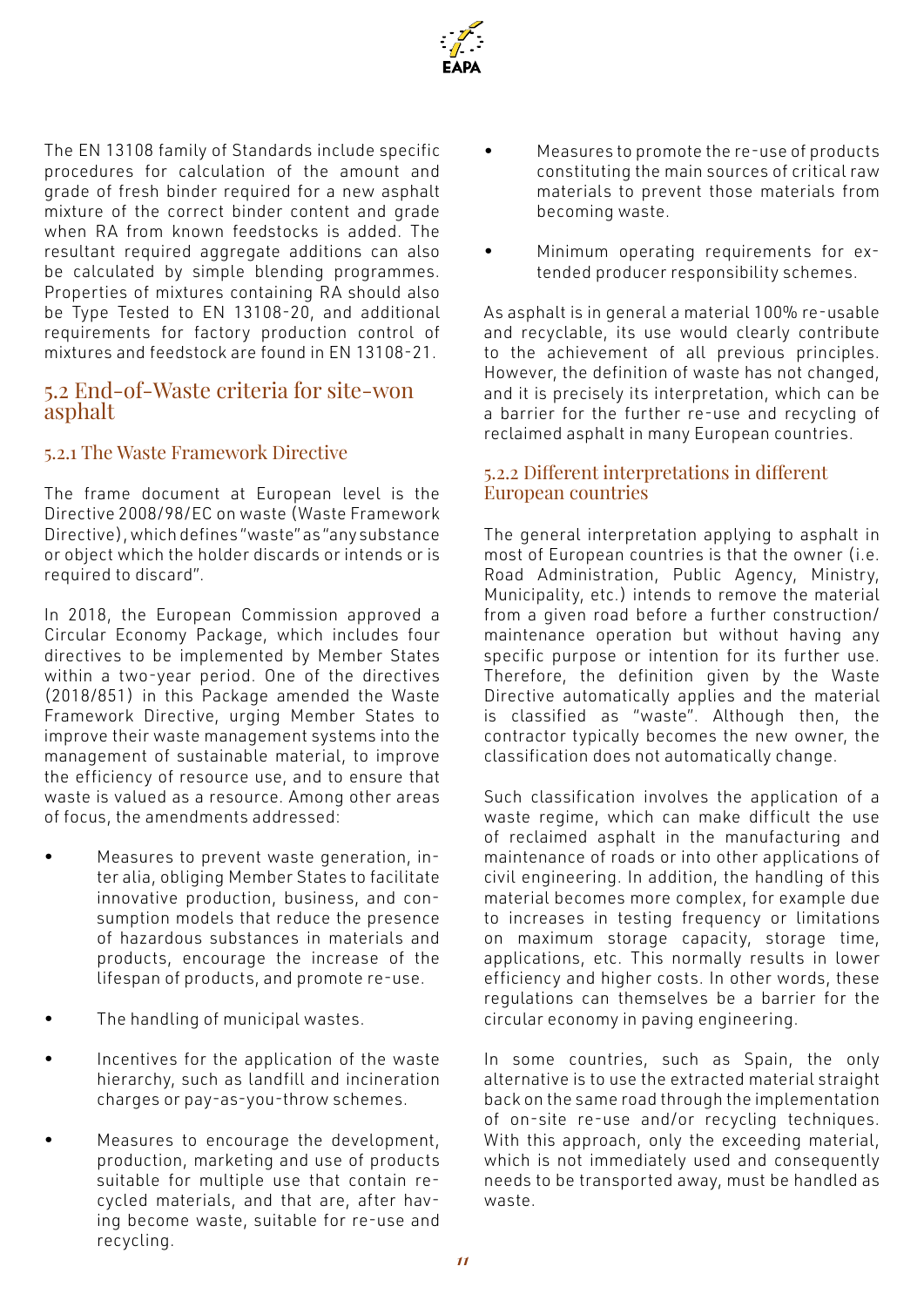The EN 13108 family of Standards include specific procedures for calculation of the amount and grade of fresh binder required for a new asphalt mixture of the correct binder content and grade when RA from known feedstocks is added. The resultant required aggregate additions can also be calculated by simple blending programmes. Properties of mixtures containing RA should also be Type Tested to EN 13108-20, and additional requirements for factory production control of mixtures and feedstock are found in EN 13108-21.

## 5.2 End-of-Waste criteria for site-won asphalt

### 5.2.1 The Waste Framework Directive

The frame document at European level is the Directive 2008/98/EC on waste (Waste Framework Directive), which defines "waste" as "any substance or object which the holder discards or intends or is required to discard".

In 2018, the European Commission approved a Circular Economy Package, which includes four directives to be implemented by Member States within a two-year period. One of the directives (2018/851) in this Package amended the Waste Framework Directive, urging Member States to improve their waste management systems into the management of sustainable material, to improve the efficiency of resource use, and to ensure that waste is valued as a resource. Among other areas of focus, the amendments addressed:

- Measures to prevent waste generation, inter alia, obliging Member States to facilitate innovative production, business, and consumption models that reduce the presence of hazardous substances in materials and products, encourage the increase of the lifespan of products, and promote re-use.
- The handling of municipal wastes.
- Incentives for the application of the waste hierarchy, such as landfill and incineration charges or pay-as-you-throw schemes.
- Measures to encourage the development, production, marketing and use of products suitable for multiple use that contain recycled materials, and that are, after having become waste, suitable for re-use and recycling.
- Measures to promote the re-use of products constituting the main sources of critical raw materials to prevent those materials from becoming waste.
- Minimum operating requirements for extended producer responsibility schemes.

As asphalt is in general a material 100% re-usable and recyclable, its use would clearly contribute to the achievement of all previous principles. However, the definition of waste has not changed, and it is precisely its interpretation, which can be a barrier for the further re-use and recycling of reclaimed asphalt in many European countries.

### 5.2.2 Different interpretations in different European countries

The general interpretation applying to asphalt in most of European countries is that the owner (i.e. Road Administration, Public Agency, Ministry, Municipality, etc.) intends to remove the material from a given road before a further construction/ maintenance operation but without having any specific purpose or intention for its further use. Therefore, the definition given by the Waste Directive automatically applies and the material is classified as "waste". Although then, the contractor typically becomes the new owner, the classification does not automatically change.

Such classification involves the application of a waste regime, which can make difficult the use of reclaimed asphalt in the manufacturing and maintenance of roads or into other applications of civil engineering. In addition, the handling of this material becomes more complex, for example due to increases in testing frequency or limitations on maximum storage capacity, storage time, applications, etc. This normally results in lower efficiency and higher costs. In other words, these regulations can themselves be a barrier for the circular economy in paving engineering.

In some countries, such as Spain, the only alternative is to use the extracted material straight back on the same road through the implementation of on-site re-use and/or recycling techniques. With this approach, only the exceeding material, which is not immediately used and consequently needs to be transported away, must be handled as waste.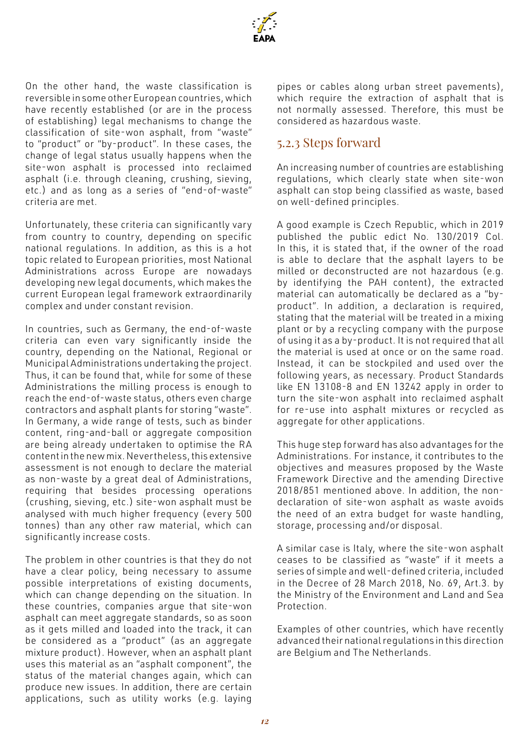On the other hand, the waste classification is reversible in some other European countries, which have recently established (or are in the process of establishing) legal mechanisms to change the classification of site-won asphalt, from "waste" to "product" or "by-product". In these cases, the change of legal status usually happens when the site-won asphalt is processed into reclaimed asphalt (i.e. through cleaning, crushing, sieving, etc.) and as long as a series of "end-of-waste" criteria are met.

Unfortunately, these criteria can significantly vary from country to country, depending on specific national regulations. In addition, as this is a hot topic related to European priorities, most National Administrations across Europe are nowadays developing new legal documents, which makes the current European legal framework extraordinarily complex and under constant revision.

In countries, such as Germany, the end-of-waste criteria can even vary significantly inside the country, depending on the National, Regional or Municipal Administrations undertaking the project. Thus, it can be found that, while for some of these Administrations the milling process is enough to reach the end-of-waste status, others even charge contractors and asphalt plants for storing "waste". In Germany, a wide range of tests, such as binder content, ring-and-ball or aggregate composition are being already undertaken to optimise the RA content in the new mix. Nevertheless, this extensive assessment is not enough to declare the material as non-waste by a great deal of Administrations, requiring that besides processing operations (crushing, sieving, etc.) site-won asphalt must be analysed with much higher frequency (every 500 tonnes) than any other raw material, which can significantly increase costs.

The problem in other countries is that they do not have a clear policy, being necessary to assume possible interpretations of existing documents, which can change depending on the situation. In these countries, companies argue that site-won asphalt can meet aggregate standards, so as soon as it gets milled and loaded into the track, it can be considered as a "product" (as an aggregate mixture product). However, when an asphalt plant uses this material as an "asphalt component", the status of the material changes again, which can produce new issues. In addition, there are certain applications, such as utility works (e.g. laying pipes or cables along urban street pavements), which require the extraction of asphalt that is not normally assessed. Therefore, this must be considered as hazardous waste.

### 5.2.3 Steps forward

An increasing number of countries are establishing regulations, which clearly state when site-won asphalt can stop being classified as waste, based on well-defined principles.

A good example is Czech Republic, which in 2019 published the public edict No. 130/2019 Col. In this, it is stated that, if the owner of the road is able to declare that the asphalt layers to be milled or deconstructed are not hazardous (e.g. by identifying the PAH content), the extracted material can automatically be declared as a "by-product". In addition, a declaration is required, stating that the material will be treated in a mixing plant or by a recycling company with the purpose of using it as a by-product. It is not required that all the material is used at once or on the same road. Instead, it can be stockpiled and used over the following years, as necessary. Product Standards like EN 13108-8 and EN 13242 apply in order to turn the site-won asphalt into reclaimed asphalt for re-use into asphalt mixtures or recycled as aggregate for other applications.

This huge step forward has also advantages for the Administrations. For instance, it contributes to the objectives and measures proposed by the Waste Framework Directive and the amending Directive 2018/851 mentioned above. In addition, the non-declaration of site-won asphalt as waste avoids the need of an extra budget for waste handling, storage, processing and/or disposal.

A similar case is Italy, where the site-won asphalt ceases to be classified as "waste" if it meets a series of simple and well-defined criteria, included in the Decree of 28 March 2018, No. 69, Art.3. by the Ministry of the Environment and Land and Sea Protection.

Examples of other countries, which have recently advanced their national regulations in this direction are Belgium and The Netherlands.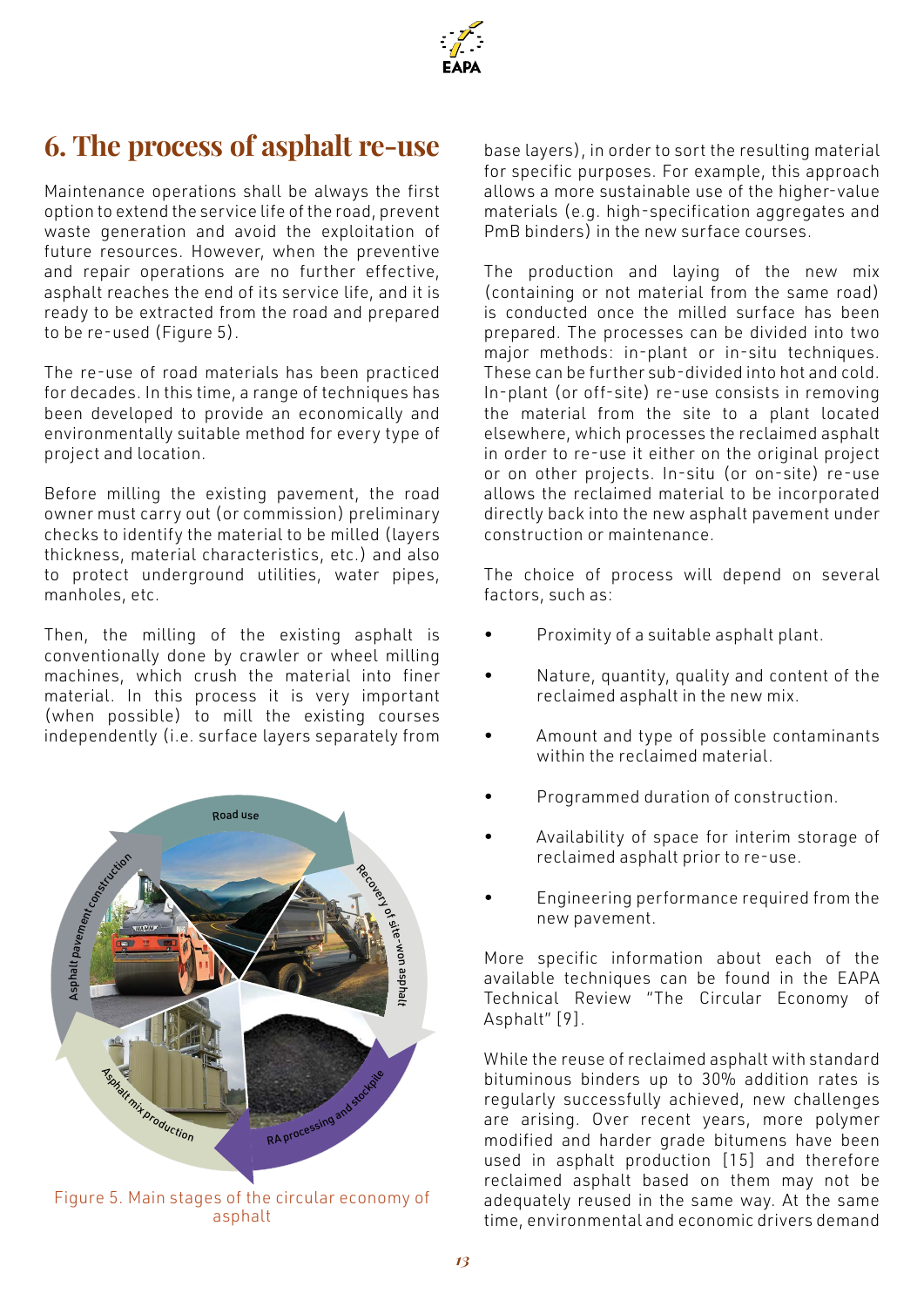# 6. The process of asphalt re-use

Maintenance operations shall be always the first option to extend the service life of the road, prevent waste generation and avoid the exploitation of future resources. However, when the preventive and repair operations are no further effective, asphalt reaches the end of its service life, and it is ready to be extracted from the road and prepared to be re-used (Figure 5).

The re-use of road materials has been practiced for decades. In this time, a range of techniques has been developed to provide an economically and environmentally suitable method for every type of project and location.

Before milling the existing pavement, the road owner must carry out (or commission) preliminary checks to identify the material to be milled (layers thickness, material characteristics, etc.) and also to protect underground utilities, water pipes, manholes, etc.

Then, the milling of the existing asphalt is conventionally done by crawler or wheel milling machines, which crush the material into finer material. In this process it is very important (when possible) to mill the existing courses independently (i.e. surface layers separately from base layers), in order to sort the resulting material for specific purposes. For example, this approach allows a more sustainable use of the higher-value materials (e.g. high-specification aggregates and PmB binders) in the new surface courses.

Figure 5. Main stages of the circular economy of asphalt

The production and laying of the new mix (containing or not material from the same road) is conducted once the milled surface has been prepared. The processes can be divided into two major methods: in-plant or in-situ techniques. These can be further sub-divided into hot and cold. In-plant (or off-site) re-use consists in removing the material from the site to a plant located elsewhere, which processes the reclaimed asphalt in order to re-use it either on the original project or on other projects. In-situ (or on-site) re-use allows the reclaimed material to be incorporated directly back into the new asphalt pavement under construction or maintenance.

The choice of process will depend on several factors, such as:

- Proximity of a suitable asphalt plant.
- Nature, quantity, quality and content of the reclaimed asphalt in the new mix.
- Amount and type of possible contaminants within the reclaimed material.
- Programmed duration of construction.
- Availability of space for interim storage of reclaimed asphalt prior to re-use.
- Engineering performance required from the new pavement.

More specific information about each of the available techniques can be found in the EAPA Technical Review "The Circular Economy of Asphalt" [9].

While the reuse of reclaimed asphalt with standard bituminous binders up to 30% addition rates is regularly successfully achieved, new challenges are arising. Over recent years, more polymer modified and harder grade bitumens have been used in asphalt production [15] and therefore reclaimed asphalt based on them may not be adequately reused in the same way. At the same time, environmental and economic drivers demand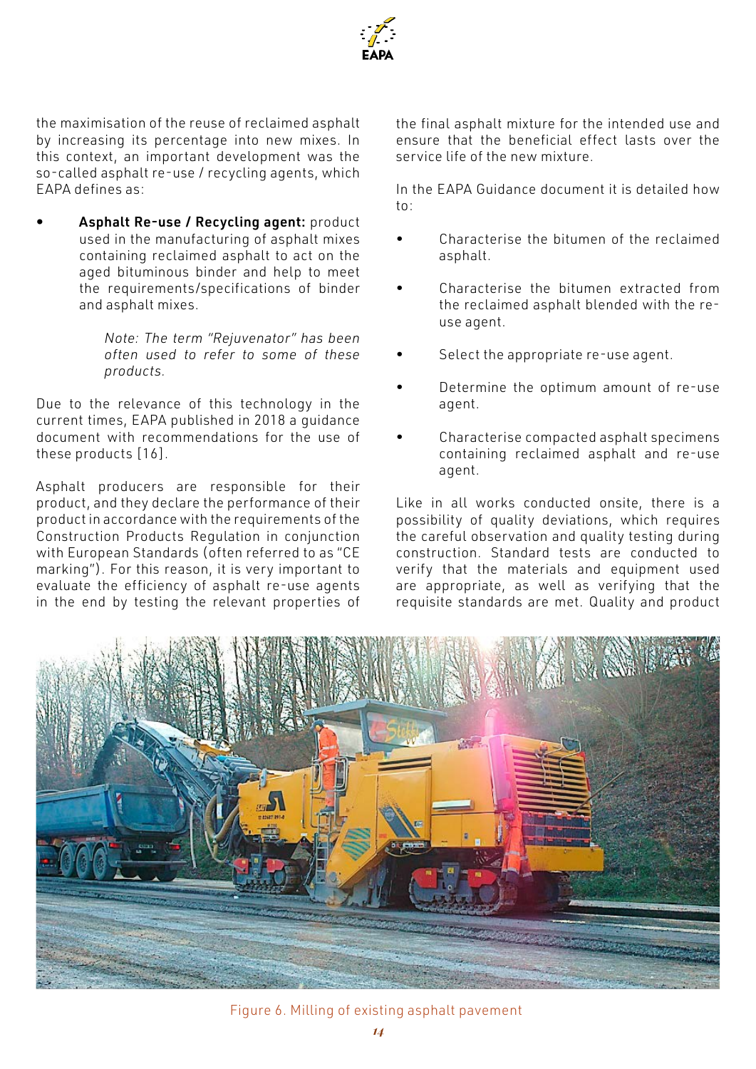the maximisation of the reuse of reclaimed asphalt by increasing its percentage into new mixes. In this context, an important development was the so-called asphalt re-use / recycling agents, which EAPA defines as:

- **Asphalt Re-use / Recycling agent:** product used in the manufacturing of asphalt mixes containing reclaimed asphalt to act on the aged bituminous binder and help to meet the requirements/specifications of binder and asphalt mixes.

  *Note: The term "Rejuvenator" has been often used to refer to some of these products.*

Due to the relevance of this technology in the current times, EAPA published in 2018 a guidance document with recommendations for the use of these products [16].

Asphalt producers are responsible for their product, and they declare the performance of their product in accordance with the requirements of the Construction Products Regulation in conjunction with European Standards (often referred to as "CE marking"). For this reason, it is very important to evaluate the efficiency of asphalt re-use agents in the end by testing the relevant properties of the final asphalt mixture for the intended use and ensure that the beneficial effect lasts over the service life of the new mixture.

In the EAPA Guidance document it is detailed how to:

- Characterise the bitumen of the reclaimed asphalt.
- Characterise the bitumen extracted from the reclaimed asphalt blended with the re-use agent.
- Select the appropriate re-use agent.
- Determine the optimum amount of re-use agent.
- Characterise compacted asphalt specimens containing reclaimed asphalt and re-use agent.

Like in all works conducted onsite, there is a possibility of quality deviations, which requires the careful observation and quality testing during construction. Standard tests are conducted to verify that the materials and equipment used are appropriate, as well as verifying that the requisite standards are met. Quality and product

Figure 6. Milling of existing asphalt pavement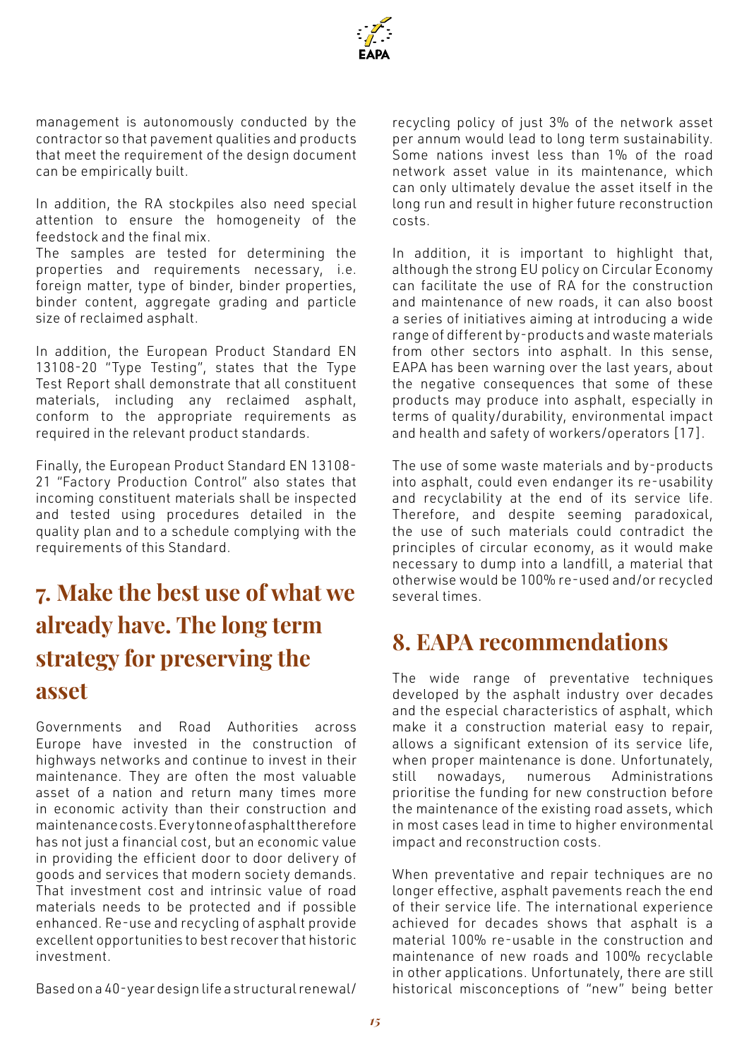management is autonomously conducted by the contractor so that pavement qualities and products that meet the requirement of the design document can be empirically built.

In addition, the RA stockpiles also need special attention to ensure the homogeneity of the feedstock and the final mix.
The samples are tested for determining the properties and requirements necessary, i.e. foreign matter, type of binder, binder properties, binder content, aggregate grading and particle size of reclaimed asphalt.

In addition, the European Product Standard EN 13108-20 "Type Testing", states that the Type Test Report shall demonstrate that all constituent materials, including any reclaimed asphalt, conform to the appropriate requirements as required in the relevant product standards.

Finally, the European Product Standard EN 13108-21 "Factory Production Control" also states that incoming constituent materials shall be inspected and tested using procedures detailed in the quality plan and to a schedule complying with the requirements of this Standard.

## 7. Make the best use of what we already have. The long term strategy for preserving the asset

Governments and Road Authorities across Europe have invested in the construction of highways networks and continue to invest in their maintenance. They are often the most valuable asset of a nation and return many times more in economic activity than their construction and maintenance costs. Every tonne of asphalt therefore has not just a financial cost, but an economic value in providing the efficient door to door delivery of goods and services that modern society demands. That investment cost and intrinsic value of road materials needs to be protected and if possible enhanced. Re-use and recycling of asphalt provide excellent opportunities to best recover that historic investment.

Based on a 40-year design life a structural renewal/recycling policy of just 3% of the network asset per annum would lead to long term sustainability. Some nations invest less than 1% of the road network asset value in its maintenance, which can only ultimately devalue the asset itself in the long run and result in higher future reconstruction costs.

In addition, it is important to highlight that, although the strong EU policy on Circular Economy can facilitate the use of RA for the construction and maintenance of new roads, it can also boost a series of initiatives aiming at introducing a wide range of different by-products and waste materials from other sectors into asphalt. In this sense, EAPA has been warning over the last years, about the negative consequences that some of these products may produce into asphalt, especially in terms of quality/durability, environmental impact and health and safety of workers/operators [17].

The use of some waste materials and by-products into asphalt, could even endanger its re-usability and recyclability at the end of its service life. Therefore, and despite seeming paradoxical, the use of such materials could contradict the principles of circular economy, as it would make necessary to dump into a landfill, a material that otherwise would be 100% re-used and/or recycled several times.

## 8. EAPA recommendations

The wide range of preventative techniques developed by the asphalt industry over decades and the especial characteristics of asphalt, which make it a construction material easy to repair, allows a significant extension of its service life, when proper maintenance is done. Unfortunately, still nowadays, numerous Administrations prioritise the funding for new construction before the maintenance of the existing road assets, which in most cases lead in time to higher environmental impact and reconstruction costs.

When preventative and repair techniques are no longer effective, asphalt pavements reach the end of their service life. The international experience achieved for decades shows that asphalt is a material 100% re-usable in the construction and maintenance of new roads and 100% recyclable in other applications. Unfortunately, there are still historical misconceptions of "new" being better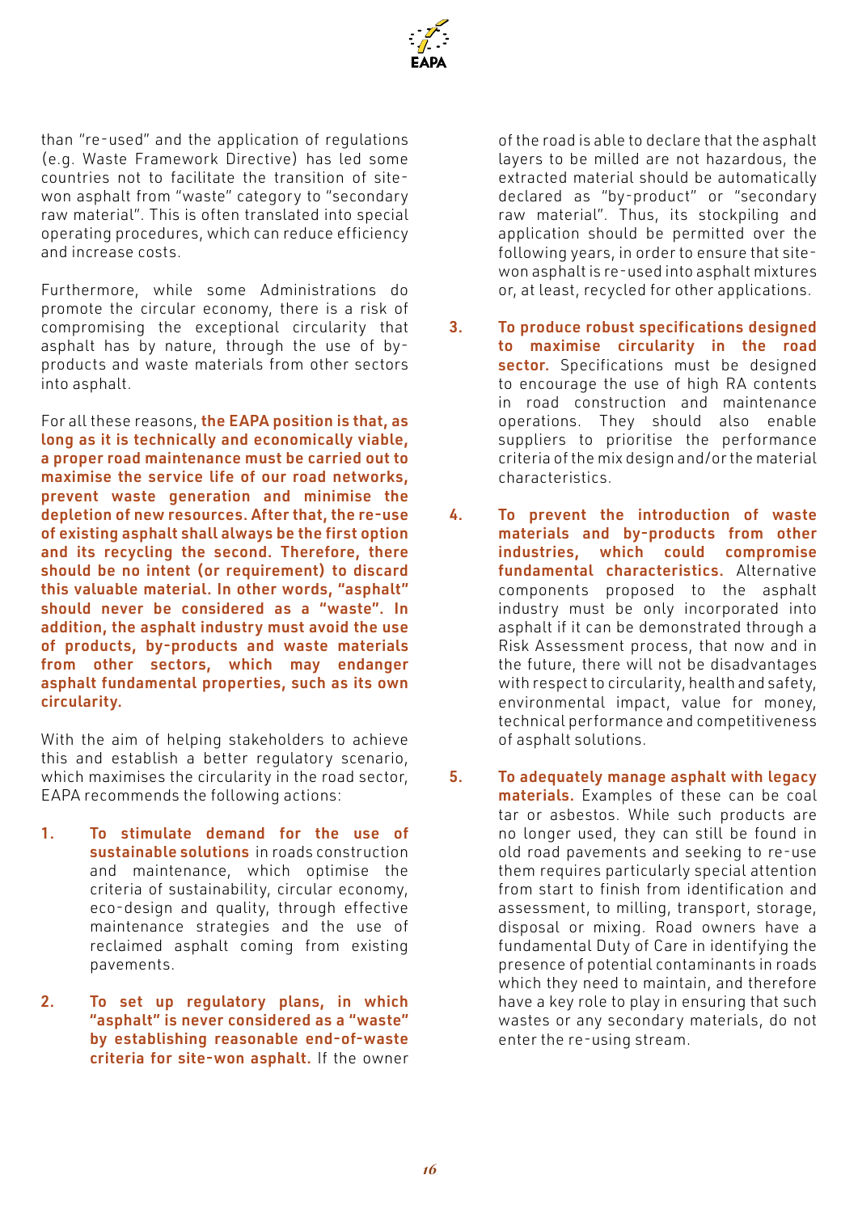than "re-used" and the application of regulations (e.g. Waste Framework Directive) has led some countries not to facilitate the transition of site-won asphalt from "waste" category to "secondary raw material". This is often translated into special operating procedures, which can reduce efficiency and increase costs.

Furthermore, while some Administrations do promote the circular economy, there is a risk of compromising the exceptional circularity that asphalt has by nature, through the use of by-products and waste materials from other sectors into asphalt.

For all these reasons, **the EAPA position is that, as long as it is technically and economically viable, a proper road maintenance must be carried out to maximise the service life of our road networks, prevent waste generation and minimise the depletion of new resources. After that, the re-use of existing asphalt shall always be the first option and its recycling the second. Therefore, there should be no intent (or requirement) to discard this valuable material. In other words, "asphalt" should never be considered as a "waste". In addition, the asphalt industry must avoid the use of products, by-products and waste materials from other sectors, which may endanger asphalt fundamental properties, such as its own circularity.**

With the aim of helping stakeholders to achieve this and establish a better regulatory scenario, which maximises the circularity in the road sector, EAPA recommends the following actions:

1. **To stimulate demand for the use of sustainable solutions** in roads construction and maintenance, which optimise the criteria of sustainability, circular economy, eco-design and quality, through effective maintenance strategies and the use of reclaimed asphalt coming from existing pavements.

2. **To set up regulatory plans, in which "asphalt" is never considered as a "waste" by establishing reasonable end-of-waste criteria for site-won asphalt.** If the owner of the road is able to declare that the asphalt layers to be milled are not hazardous, the extracted material should be automatically declared as "by-product" or "secondary raw material". Thus, its stockpiling and application should be permitted over the following years, in order to ensure that site-won asphalt is re-used into asphalt mixtures or, at least, recycled for other applications.

3. **To produce robust specifications designed to maximise circularity in the road sector.** Specifications must be designed to encourage the use of high RA contents in road construction and maintenance operations. They should also enable suppliers to prioritise the performance criteria of the mix design and/or the material characteristics.

4. **To prevent the introduction of waste materials and by-products from other industries, which could compromise fundamental characteristics.** Alternative components proposed to the asphalt industry must be only incorporated into asphalt if it can be demonstrated through a Risk Assessment process, that now and in the future, there will not be disadvantages with respect to circularity, health and safety, environmental impact, value for money, technical performance and competitiveness of asphalt solutions.

5. **To adequately manage asphalt with legacy materials.** Examples of these can be coal tar or asbestos. While such products are no longer used, they can still be found in old road pavements and seeking to re-use them requires particularly special attention from start to finish from identification and assessment, to milling, transport, storage, disposal or mixing. Road owners have a fundamental Duty of Care in identifying the presence of potential contaminants in roads which they need to maintain, and therefore have a key role to play in ensuring that such wastes or any secondary materials, do not enter the re-using stream.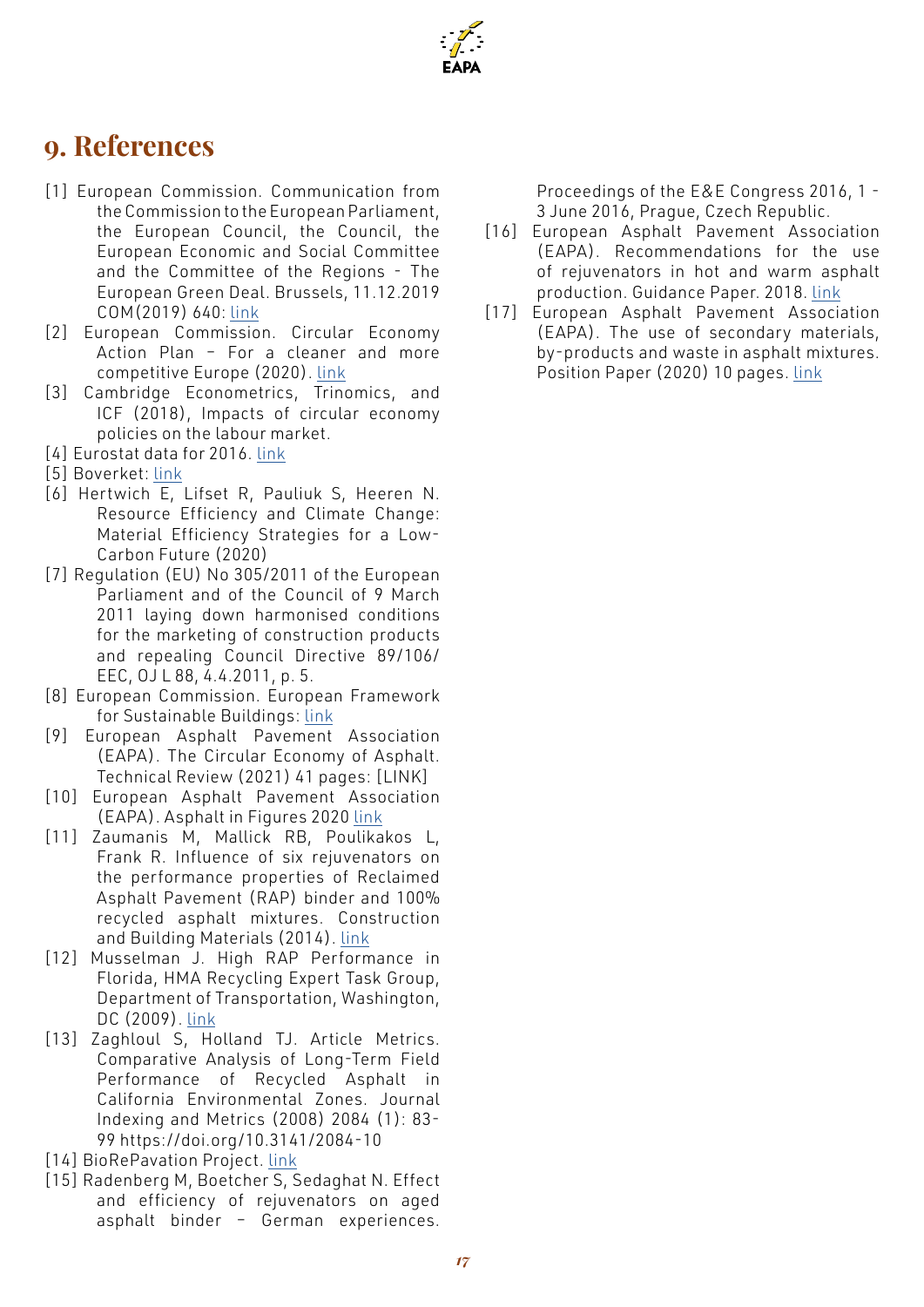# 9. References

[1] European Commission. Communication from the Commission to the European Parliament, the European Council, the Council, the European Economic and Social Committee and the Committee of the Regions - The European Green Deal. Brussels, 11.12.2019 COM(2019) 640: link

[2] European Commission. Circular Economy Action Plan – For a cleaner and more competitive Europe (2020). link

[3] Cambridge Econometrics, Trinomics, and ICF (2018), Impacts of circular economy policies on the labour market.

[4] Eurostat data for 2016. link

[5] Boverket: link

[6] Hertwich E, Lifset R, Pauliuk S, Heeren N. Resource Efficiency and Climate Change: Material Efficiency Strategies for a Low-Carbon Future (2020)

[7] Regulation (EU) No 305/2011 of the European Parliament and of the Council of 9 March 2011 laying down harmonised conditions for the marketing of construction products and repealing Council Directive 89/106/EEC, OJ L 88, 4.4.2011, p. 5.

[8] European Commission. European Framework for Sustainable Buildings: link

[9] European Asphalt Pavement Association (EAPA). The Circular Economy of Asphalt. Technical Review (2021) 41 pages: [LINK]

[10] European Asphalt Pavement Association (EAPA). Asphalt in Figures 2020 link

[11] Zaumanis M, Mallick RB, Poulikakos L, Frank R. Influence of six rejuvenators on the performance properties of Reclaimed Asphalt Pavement (RAP) binder and 100% recycled asphalt mixtures. Construction and Building Materials (2014). link

[12] Musselman J. High RAP Performance in Florida, HMA Recycling Expert Task Group, Department of Transportation, Washington, DC (2009). link

[13] Zaghloul S, Holland TJ. Article Metrics. Comparative Analysis of Long-Term Field Performance of Recycled Asphalt in California Environmental Zones. Journal Indexing and Metrics (2008) 2084 (1): 83-99 https://doi.org/10.3141/2084-10

[14] BioRePavation Project. link

[15] Radenberg M, Boetcher S, Sedaghat N. Effect and efficiency of rejuvenators on aged asphalt binder – German experiences. Proceedings of the E&E Congress 2016, 1 - 3 June 2016, Prague, Czech Republic.

[16] European Asphalt Pavement Association (EAPA). Recommendations for the use of rejuvenators in hot and warm asphalt production. Guidance Paper. 2018. link

[17] European Asphalt Pavement Association (EAPA). The use of secondary materials, by-products and waste in asphalt mixtures. Position Paper (2020) 10 pages. link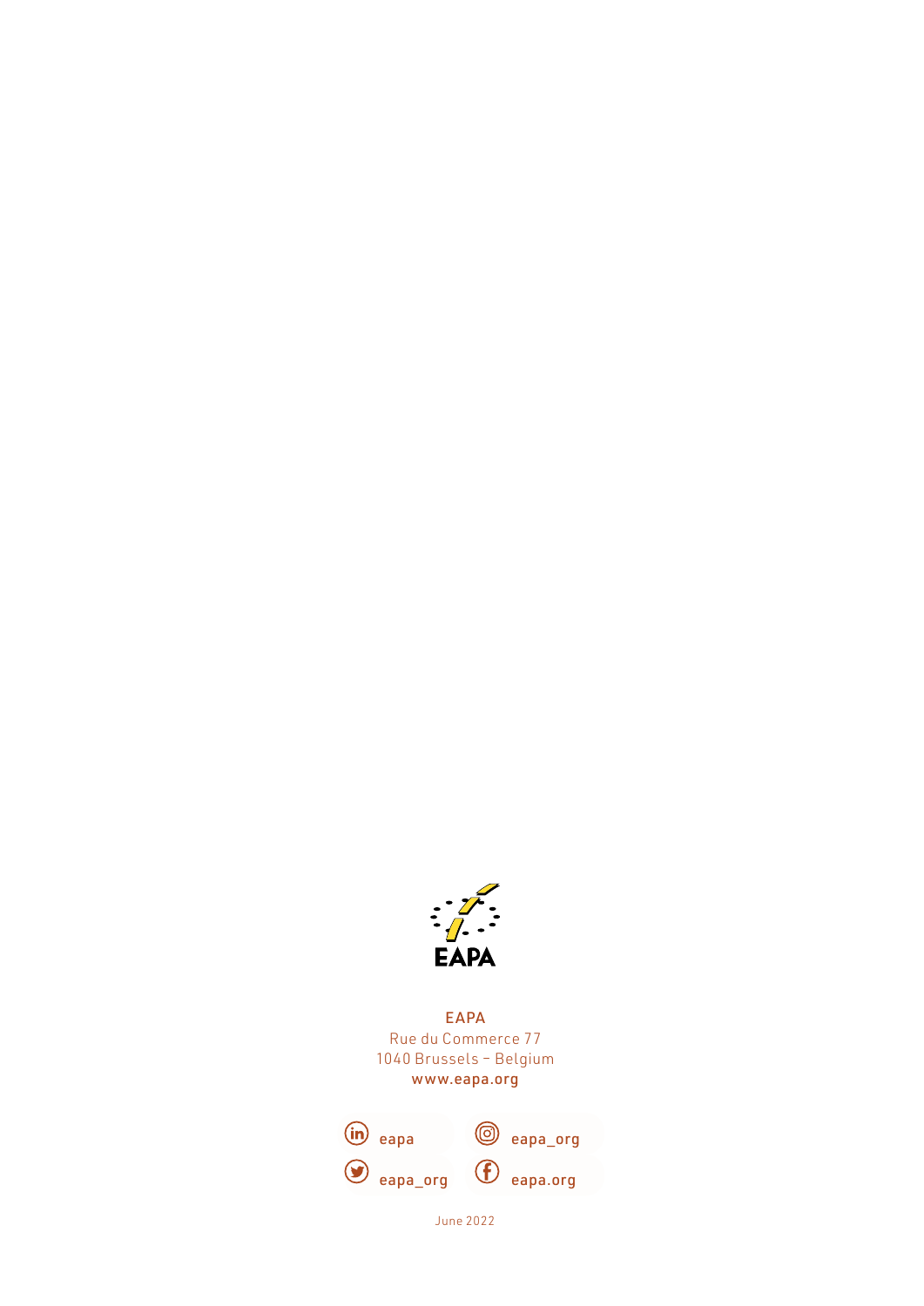EAPA

EAPA
Rue du Commerce 77
1040 Brussels – Belgium
www.eapa.org

eapa
eapa_org
eapa_org
eapa.org

June 2022